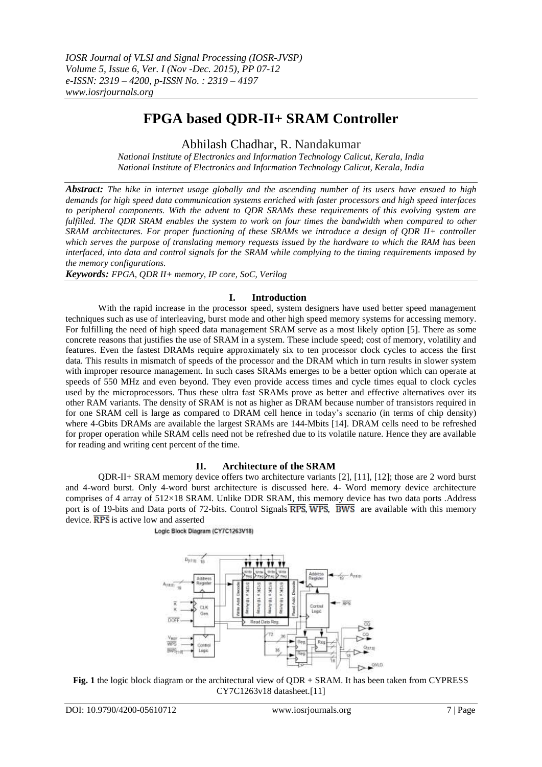*IOSR Journal of VLSI and Signal Processing (IOSR-JVSP)*
*Volume 5, Issue 6, Ver. I (Nov -Dec. 2015), PP 07-12*
*e-ISSN: 2319 – 4200, p-ISSN No. : 2319 – 4197*
*www.iosrjournals.org*

# FPGA based QDR-II+ SRAM Controller

Abhilash Chadhar, R. Nandakumar

*National Institute of Electronics and Information Technology Calicut, Kerala, India*
*National Institute of Electronics and Information Technology Calicut, Kerala, India*

***Abstract:*** *The hike in internet usage globally and the ascending number of its users have ensued to high demands for high speed data communication systems enriched with faster processors and high speed interfaces to peripheral components. With the advent to QDR SRAMs these requirements of this evolving system are fulfilled. The QDR SRAM enables the system to work on four times the bandwidth when compared to other SRAM architectures. For proper functioning of these SRAMs we introduce a design of QDR II+ controller which serves the purpose of translating memory requests issued by the hardware to which the RAM has been interfaced, into data and control signals for the SRAM while complying to the timing requirements imposed by the memory configurations.*

***Keywords:*** *FPGA, QDR II+ memory, IP core, SoC, Verilog*

## I. Introduction

With the rapid increase in the processor speed, system designers have used better speed management techniques such as use of interleaving, burst mode and other high speed memory systems for accessing memory. For fulfilling the need of high speed data management SRAM serve as a most likely option [5]. There as some concrete reasons that justifies the use of SRAM in a system. These include speed; cost of memory, volatility and features. Even the fastest DRAMs require approximately six to ten processor clock cycles to access the first data. This results in mismatch of speeds of the processor and the DRAM which in turn results in slower system with improper resource management. In such cases SRAMs emerges to be a better option which can operate at speeds of 550 MHz and even beyond. They even provide access times and cycle times equal to clock cycles used by the microprocessors. Thus these ultra fast SRAMs prove as better and effective alternatives over its other RAM variants. The density of SRAM is not as higher as DRAM because number of transistors required in for one SRAM cell is large as compared to DRAM cell hence in today's scenario (in terms of chip density) where 4-Gbits DRAMs are available the largest SRAMs are 144-Mbits [14]. DRAM cells need to be refreshed for proper operation while SRAM cells need not be refreshed due to its volatile nature. Hence they are available for reading and writing cent percent of the time.

## II. Architecture of the SRAM

QDR-II+ SRAM memory device offers two architecture variants [2], [11], [12]; those are 2 word burst and 4-word burst. Only 4-word burst architecture is discussed here. 4- Word memory device architecture comprises of 4 array of 512×18 SRAM. Unlike DDR SRAM, this memory device has two data ports .Address port is of 19-bits and Data ports of 72-bits. Control Signals $\overline{RPS}$, $\overline{WPS}$, $\overline{BWS}$ are available with this memory device. $\overline{RPS}$ is active low and asserted

**Fig. 1** the logic block diagram or the architectural view of QDR + SRAM. It has been taken from CYPRESS CY7C1263v18 datasheet.[11]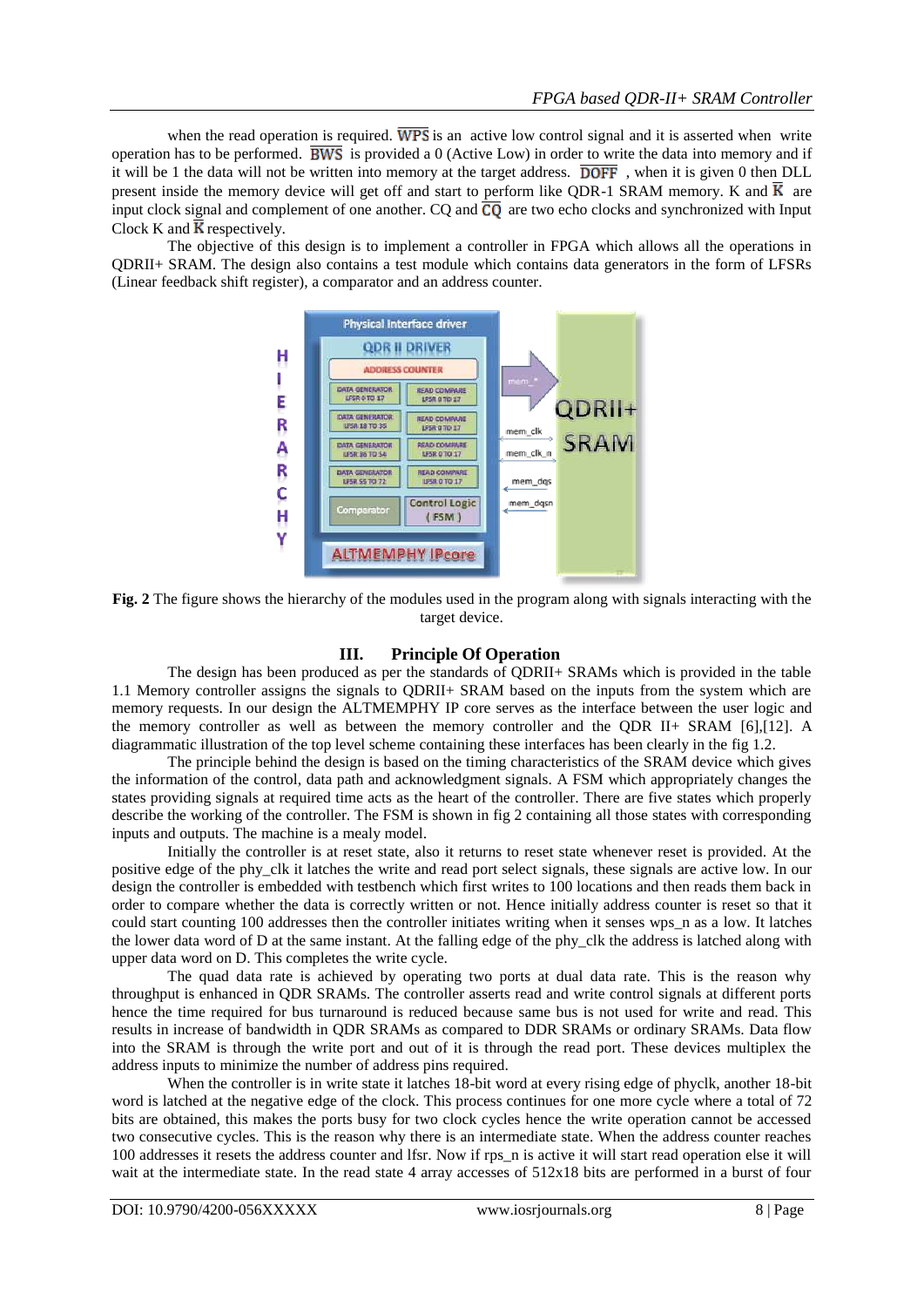when the read operation is required. $\overline{\text{WPS}}$ is an active low control signal and it is asserted when write operation has to be performed. $\overline{\text{BWS}}$ is provided a 0 (Active Low) in order to write the data into memory and if it will be 1 the data will not be written into memory at the target address. $\overline{\text{DOFF}}$ , when it is given 0 then DLL present inside the memory device will get off and start to perform like QDR-1 SRAM memory. K and $\overline{\text{K}}$ are input clock signal and complement of one another. CQ and $\overline{\text{CQ}}$ are two echo clocks and synchronized with Input Clock K and $\overline{\text{K}}$ respectively.

The objective of this design is to implement a controller in FPGA which allows all the operations in QDRII+ SRAM. The design also contains a test module which contains data generators in the form of LFSRs (Linear feedback shift register), a comparator and an address counter.

**Fig. 2** The figure shows the hierarchy of the modules used in the program along with signals interacting with the target device.

## III. Principle Of Operation

The design has been produced as per the standards of QDRII+ SRAMs which is provided in the table 1.1 Memory controller assigns the signals to QDRII+ SRAM based on the inputs from the system which are memory requests. In our design the ALTMEMPHY IP core serves as the interface between the user logic and the memory controller as well as between the memory controller and the QDR II+ SRAM [6],[12]. A diagrammatic illustration of the top level scheme containing these interfaces has been clearly in the fig 1.2.

The principle behind the design is based on the timing characteristics of the SRAM device which gives the information of the control, data path and acknowledgment signals. A FSM which appropriately changes the states providing signals at required time acts as the heart of the controller. There are five states which properly describe the working of the controller. The FSM is shown in fig 2 containing all those states with corresponding inputs and outputs. The machine is a mealy model.

Initially the controller is at reset state, also it returns to reset state whenever reset is provided. At the positive edge of the phy_clk it latches the write and read port select signals, these signals are active low. In our design the controller is embedded with testbench which first writes to 100 locations and then reads them back in order to compare whether the data is correctly written or not. Hence initially address counter is reset so that it could start counting 100 addresses then the controller initiates writing when it senses wps_n as a low. It latches the lower data word of D at the same instant. At the falling edge of the phy_clk the address is latched along with upper data word on D. This completes the write cycle.

The quad data rate is achieved by operating two ports at dual data rate. This is the reason why throughput is enhanced in QDR SRAMs. The controller asserts read and write control signals at different ports hence the time required for bus turnaround is reduced because same bus is not used for write and read. This results in increase of bandwidth in QDR SRAMs as compared to DDR SRAMs or ordinary SRAMs. Data flow into the SRAM is through the write port and out of it is through the read port. These devices multiplex the address inputs to minimize the number of address pins required.

When the controller is in write state it latches 18-bit word at every rising edge of phyclk, another 18-bit word is latched at the negative edge of the clock. This process continues for one more cycle where a total of 72 bits are obtained, this makes the ports busy for two clock cycles hence the write operation cannot be accessed two consecutive cycles. This is the reason why there is an intermediate state. When the address counter reaches 100 addresses it resets the address counter and lfsr. Now if rps_n is active it will start read operation else it will wait at the intermediate state. In the read state 4 array accesses of 512x18 bits are performed in a burst of four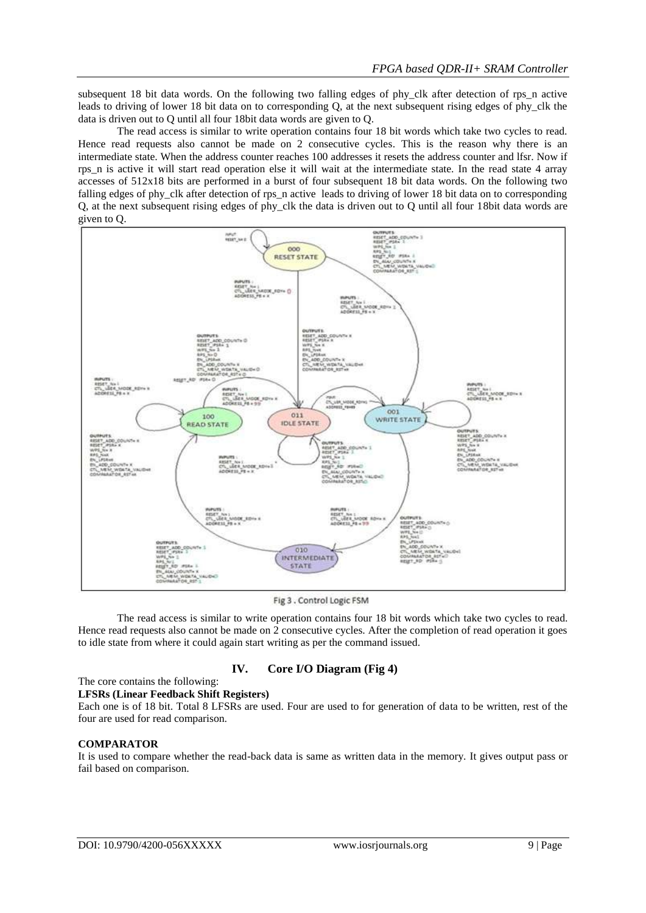subsequent 18 bit data words. On the following two falling edges of phy_clk after detection of rps_n active leads to driving of lower 18 bit data on to corresponding Q, at the next subsequent rising edges of phy_clk the data is driven out to Q until all four 18bit data words are given to Q.

The read access is similar to write operation contains four 18 bit words which take two cycles to read. Hence read requests also cannot be made on 2 consecutive cycles. This is the reason why there is an intermediate state. When the address counter reaches 100 addresses it resets the address counter and lfsr. Now if rps_n is active it will start read operation else it will wait at the intermediate state. In the read state 4 array accesses of 512x18 bits are performed in a burst of four subsequent 18 bit data words. On the following two falling edges of phy_clk after detection of rps_n active leads to driving of lower 18 bit data on to corresponding Q, at the next subsequent rising edges of phy_clk the data is driven out to Q until all four 18bit data words are given to Q.

Fig 3 . Control Logic FSM

The read access is similar to write operation contains four 18 bit words which take two cycles to read. Hence read requests also cannot be made on 2 consecutive cycles. After the completion of read operation it goes to idle state from where it could again start writing as per the command issued.

## IV. Core I/O Diagram (Fig 4)

The core contains the following:

**LFSRs (Linear Feedback Shift Registers)**

Each one is of 18 bit. Total 8 LFSRs are used. Four are used to for generation of data to be written, rest of the four are used for read comparison.

**COMPARATOR**

It is used to compare whether the read-back data is same as written data in the memory. It gives output pass or fail based on comparison.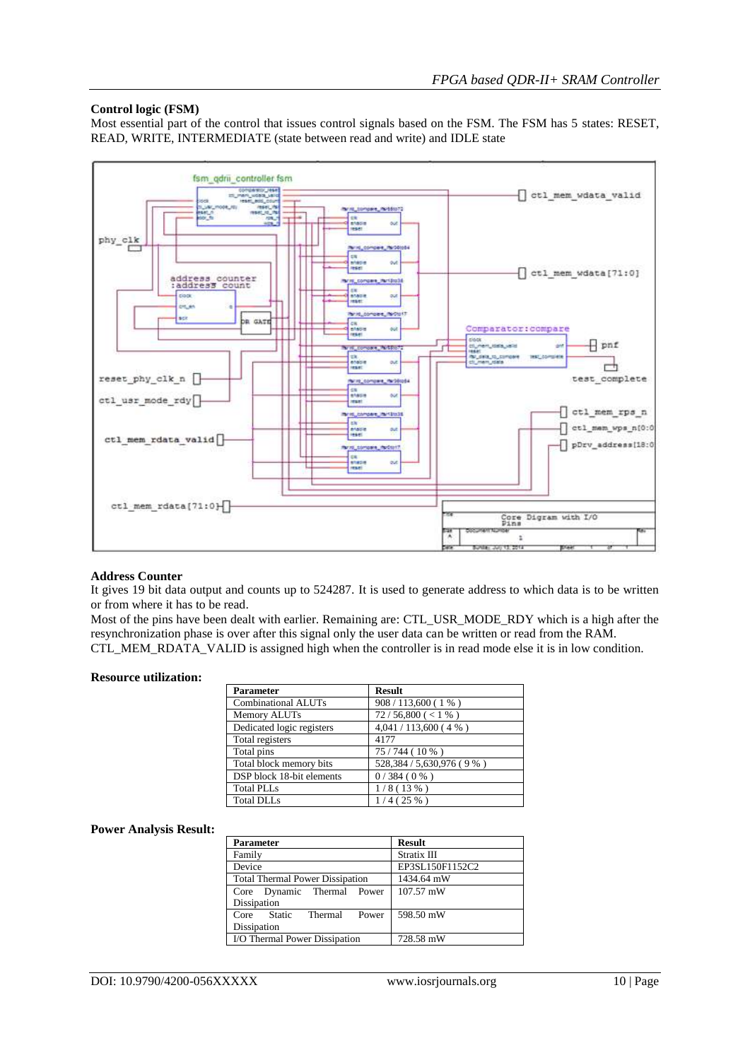**Control logic (FSM)**

Most essential part of the control that issues control signals based on the FSM. The FSM has 5 states: RESET, READ, WRITE, INTERMEDIATE (state between read and write) and IDLE state

**Address Counter**

It gives 19 bit data output and counts up to 524287. It is used to generate address to which data is to be written or from where it has to be read.

Most of the pins have been dealt with earlier. Remaining are: CTL_USR_MODE_RDY which is a high after the resynchronization phase is over after this signal only the user data can be written or read from the RAM.

CTL_MEM_RDATA_VALID is assigned high when the controller is in read mode else it is in low condition.

**Resource utilization:**

| Parameter | Result |
|---|---|
| Combinational ALUTs | 908 / 113,600 ( 1 % ) |
| Memory ALUTs | 72 / 56,800 ( < 1 % ) |
| Dedicated logic registers | 4,041 / 113,600 ( 4 % ) |
| Total registers | 4177 |
| Total pins | 75 / 744 ( 10 % ) |
| Total block memory bits | 528,384 / 5,630,976 ( 9 % ) |
| DSP block 18-bit elements | 0 / 384 ( 0 % ) |
| Total PLLs | 1 / 8 ( 13 % ) |
| Total DLLs | 1 / 4 ( 25 % ) |

**Power Analysis Result:**

| Parameter | Result |
|---|---|
| Family | Stratix III |
| Device | EP3SL150F1152C2 |
| Total Thermal Power Dissipation | 1434.64 mW |
| Core Dynamic Thermal Power Dissipation | 107.57 mW |
| Core Static Thermal Power Dissipation | 598.50 mW |
| I/O Thermal Power Dissipation | 728.58 mW |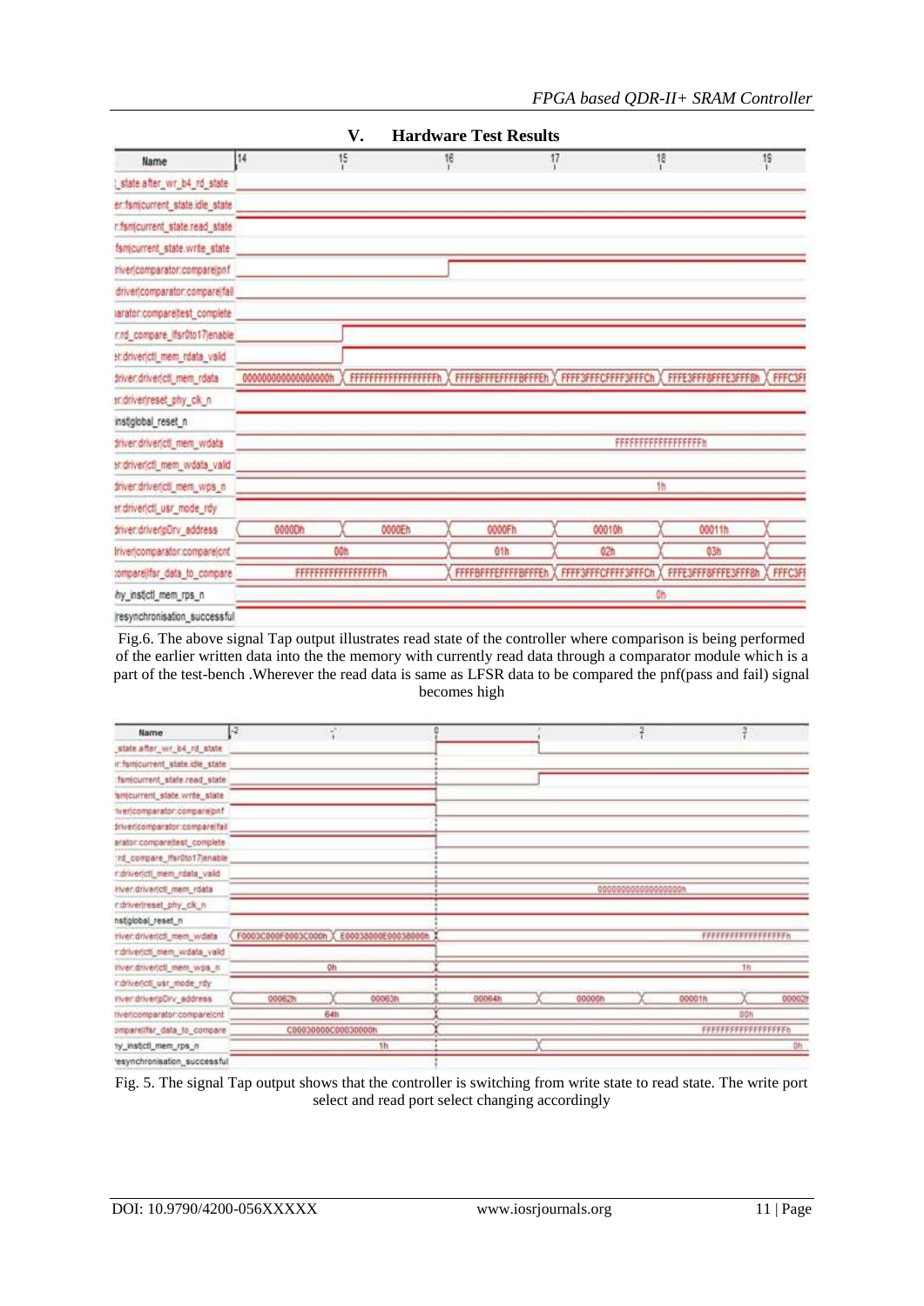## V. Hardware Test Results

Fig.6. The above signal Tap output illustrates read state of the controller where comparison is being performed of the earlier written data into the the memory with currently read data through a comparator module which is a part of the test-bench .Wherever the read data is same as LFSR data to be compared the pnf(pass and fail) signal becomes high

Fig. 5. The signal Tap output shows that the controller is switching from write state to read state. The write port select and read port select changing accordingly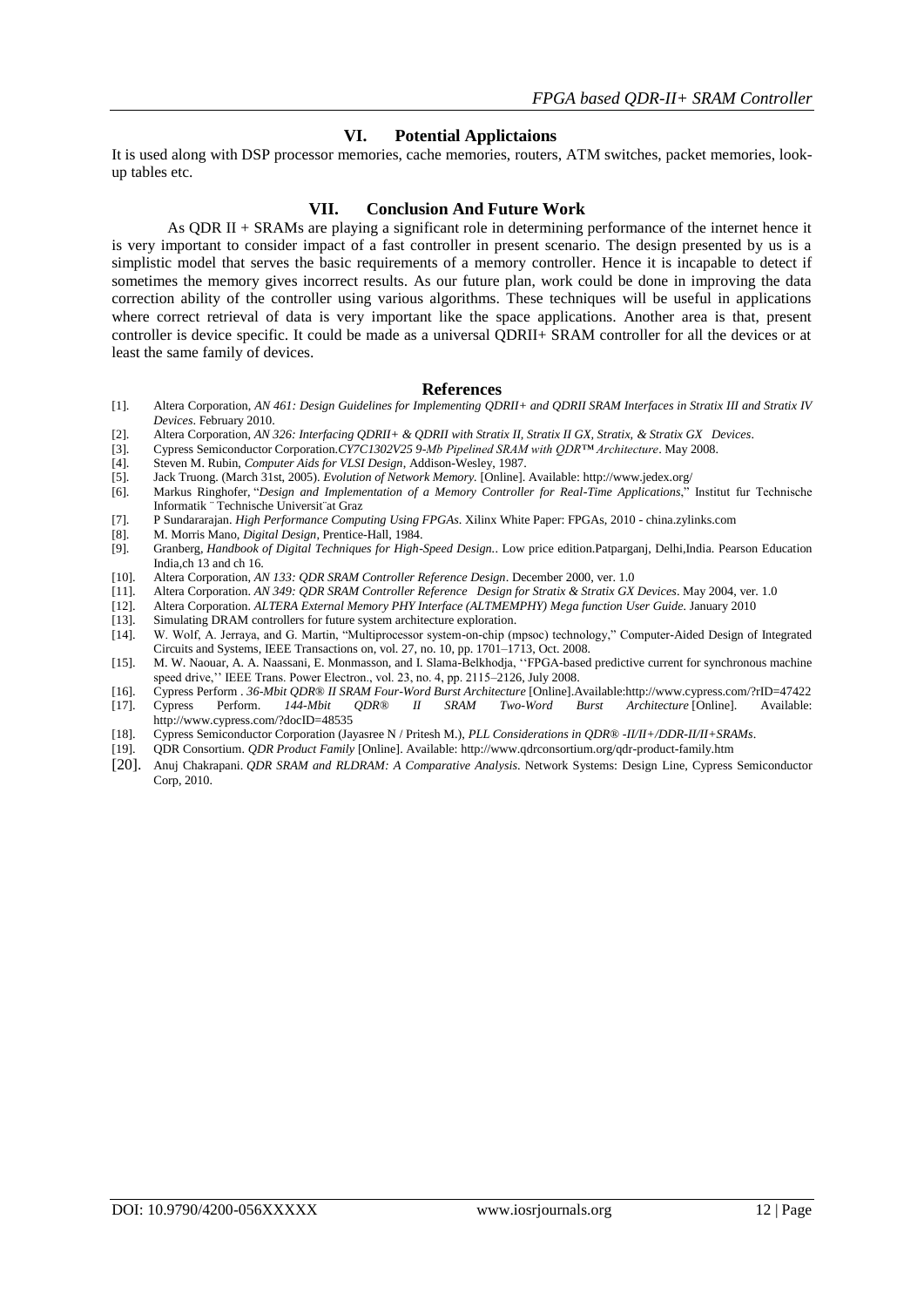## VI. Potential Applictaions

It is used along with DSP processor memories, cache memories, routers, ATM switches, packet memories, look-up tables etc.

## VII. Conclusion And Future Work

As QDR II + SRAMs are playing a significant role in determining performance of the internet hence it is very important to consider impact of a fast controller in present scenario. The design presented by us is a simplistic model that serves the basic requirements of a memory controller. Hence it is incapable to detect if sometimes the memory gives incorrect results. As our future plan, work could be done in improving the data correction ability of the controller using various algorithms. These techniques will be useful in applications where correct retrieval of data is very important like the space applications. Another area is that, present controller is device specific. It could be made as a universal QDRII+ SRAM controller for all the devices or at least the same family of devices.

## References

[1]. Altera Corporation, *AN 461: Design Guidelines for Implementing QDRII+ and QDRII SRAM Interfaces in Stratix III and Stratix IV Devices*. February 2010.

[2]. Altera Corporation, *AN 326: Interfacing QDRII+ & QDRII with Stratix II, Stratix II GX, Stratix, & Stratix GX Devices*.

[3]. Cypress Semiconductor Corporation.*CY7C1302V25 9-Mb Pipelined SRAM with QDR™ Architecture*. May 2008.

[4]. Steven M. Rubin, *Computer Aids for VLSI Design*, Addison-Wesley, 1987.

[5]. Jack Truong. (March 31st, 2005). *Evolution of Network Memory*. [Online]. Available: http://www.jedex.org/

[6]. Markus Ringhofer, "*Design and Implementation of a Memory Controller for Real-Time Applications*," Institut fur Technische Informatik ¨ Technische Universit¨at Graz

[7]. P Sundararajan. *High Performance Computing Using FPGAs*. Xilinx White Paper: FPGAs, 2010 - china.zylinks.com

[8]. M. Morris Mano, *Digital Design*, Prentice-Hall, 1984.

[9]. Granberg, *Handbook of Digital Techniques for High-Speed Design.*. Low price edition.Patparganj, Delhi,India. Pearson Education India,ch 13 and ch 16.

[10]. Altera Corporation, *AN 133: QDR SRAM Controller Reference Design*. December 2000, ver. 1.0

[11]. Altera Corporation. *AN 349: QDR SRAM Controller Reference Design for Stratix & Stratix GX Devices*. May 2004, ver. 1.0

[12]. Altera Corporation. *ALTERA External Memory PHY Interface (ALTMEMPHY) Mega function User Guide*. January 2010

[13]. Simulating DRAM controllers for future system architecture exploration.

[14]. W. Wolf, A. Jerraya, and G. Martin, "Multiprocessor system-on-chip (mpsoc) technology," Computer-Aided Design of Integrated Circuits and Systems, IEEE Transactions on, vol. 27, no. 10, pp. 1701–1713, Oct. 2008.

[15]. M. W. Naouar, A. A. Naassani, E. Monmasson, and I. Slama-Belkhodja, ''FPGA-based predictive current for synchronous machine speed drive,'' IEEE Trans. Power Electron., vol. 23, no. 4, pp. 2115–2126, July 2008.

[16]. Cypress Perform . *36-Mbit QDR® II SRAM Four-Word Burst Architecture* [Online].Available:http://www.cypress.com/?rID=47422

[17]. Cypress Perform. *144-Mbit QDR® II SRAM Two-Word Burst Architecture* [Online]. Available: http://www.cypress.com/?docID=48535

[18]. Cypress Semiconductor Corporation (Jayasree N / Pritesh M.), *PLL Considerations in QDR® -II/II+/DDR-II/II+SRAMs*.

[19]. QDR Consortium. *QDR Product Family* [Online]. Available: http://www.qdrconsortium.org/qdr-product-family.htm

[20]. Anuj Chakrapani. *QDR SRAM and RLDRAM: A Comparative Analysis*. Network Systems: Design Line, Cypress Semiconductor Corp, 2010.